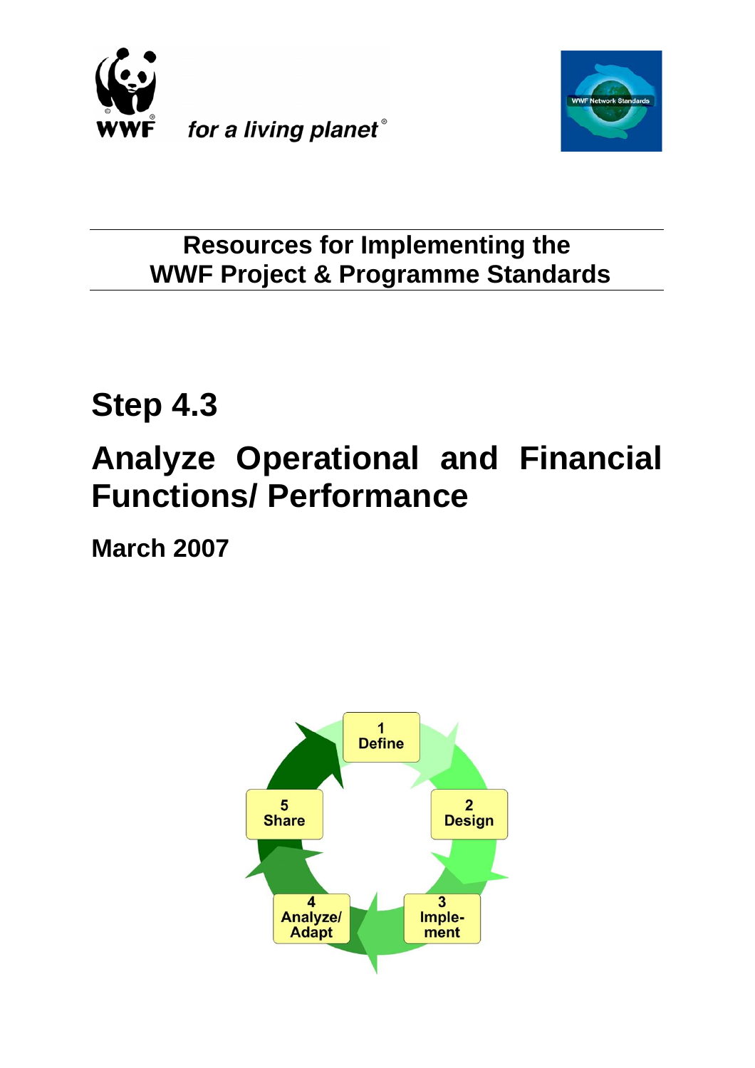WWF for a living planet

**Resources for Implementing the WWF Project & Programme Standards**

# Step 4.3

# Analyze Operational and Financial Functions/ Performance

**March 2007**

1 Define

2 Design

3 Imple-ment

4 Analyze/ Adapt

5 Share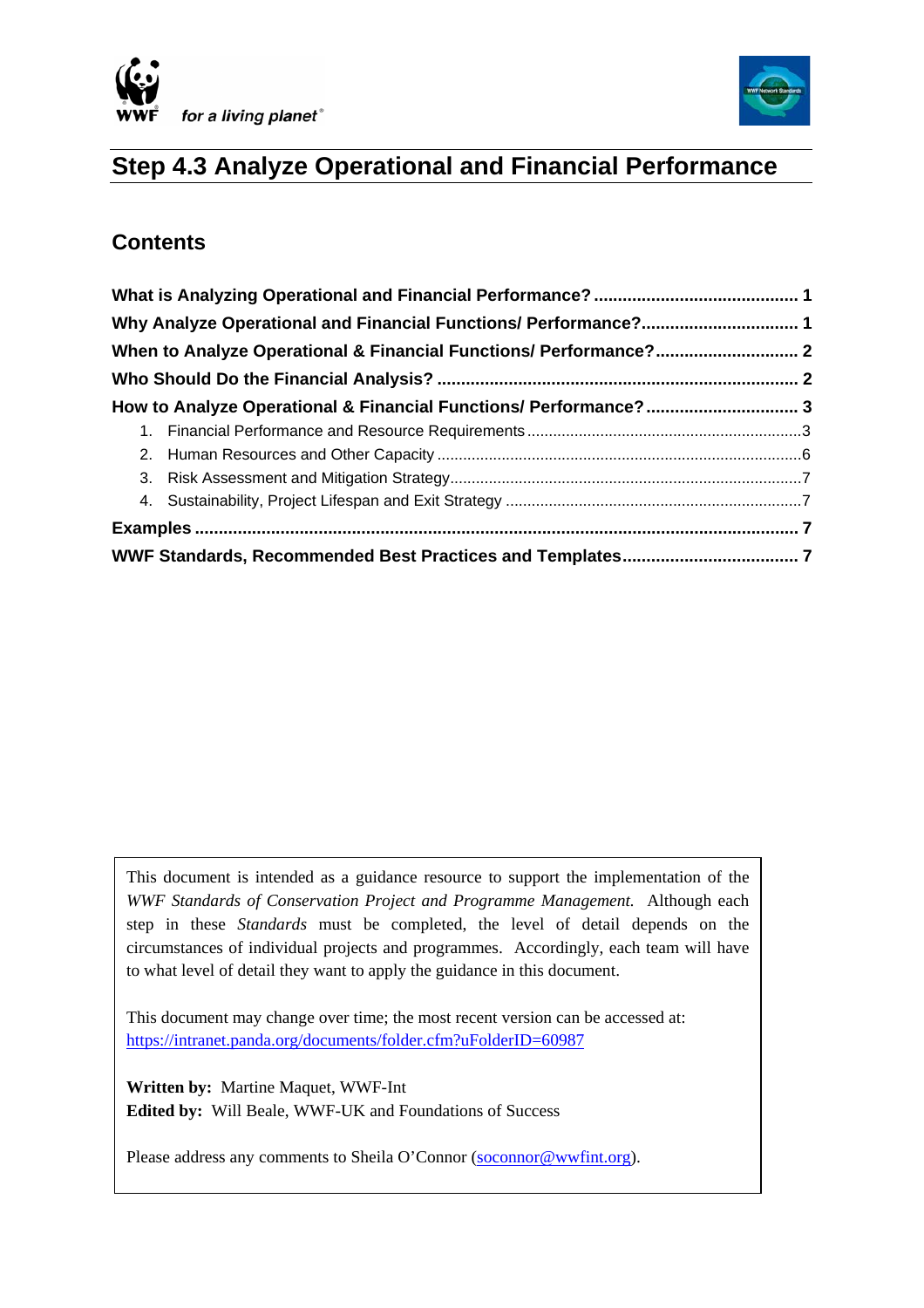# Step 4.3 Analyze Operational and Financial Performance

## Contents

**What is Analyzing Operational and Financial Performance? .......................................... 1**

**Why Analyze Operational and Financial Functions/ Performance? ................................ 1**

**When to Analyze Operational & Financial Functions/ Performance? ............................. 2**

**Who Should Do the Financial Analysis? .......................................................................... 2**

**How to Analyze Operational & Financial Functions/ Performance? ............................... 3**

1. Financial Performance and Resource Requirements ...............................................................3
2. Human Resources and Other Capacity ....................................................................................6
3. Risk Assessment and Mitigation Strategy.................................................................................7
4. Sustainability, Project Lifespan and Exit Strategy ....................................................................7

**Examples ............................................................................................................................. 7**

**WWF Standards, Recommended Best Practices and Templates.................................... 7**

This document is intended as a guidance resource to support the implementation of the *WWF Standards of Conservation Project and Programme Management.* Although each step in these *Standards* must be completed, the level of detail depends on the circumstances of individual projects and programmes. Accordingly, each team will have to what level of detail they want to apply the guidance in this document.

This document may change over time; the most recent version can be accessed at: https://intranet.panda.org/documents/folder.cfm?uFolderID=60987

**Written by:** Martine Maquet, WWF-Int
**Edited by:** Will Beale, WWF-UK and Foundations of Success

Please address any comments to Sheila O'Connor (soconnor@wwfint.org).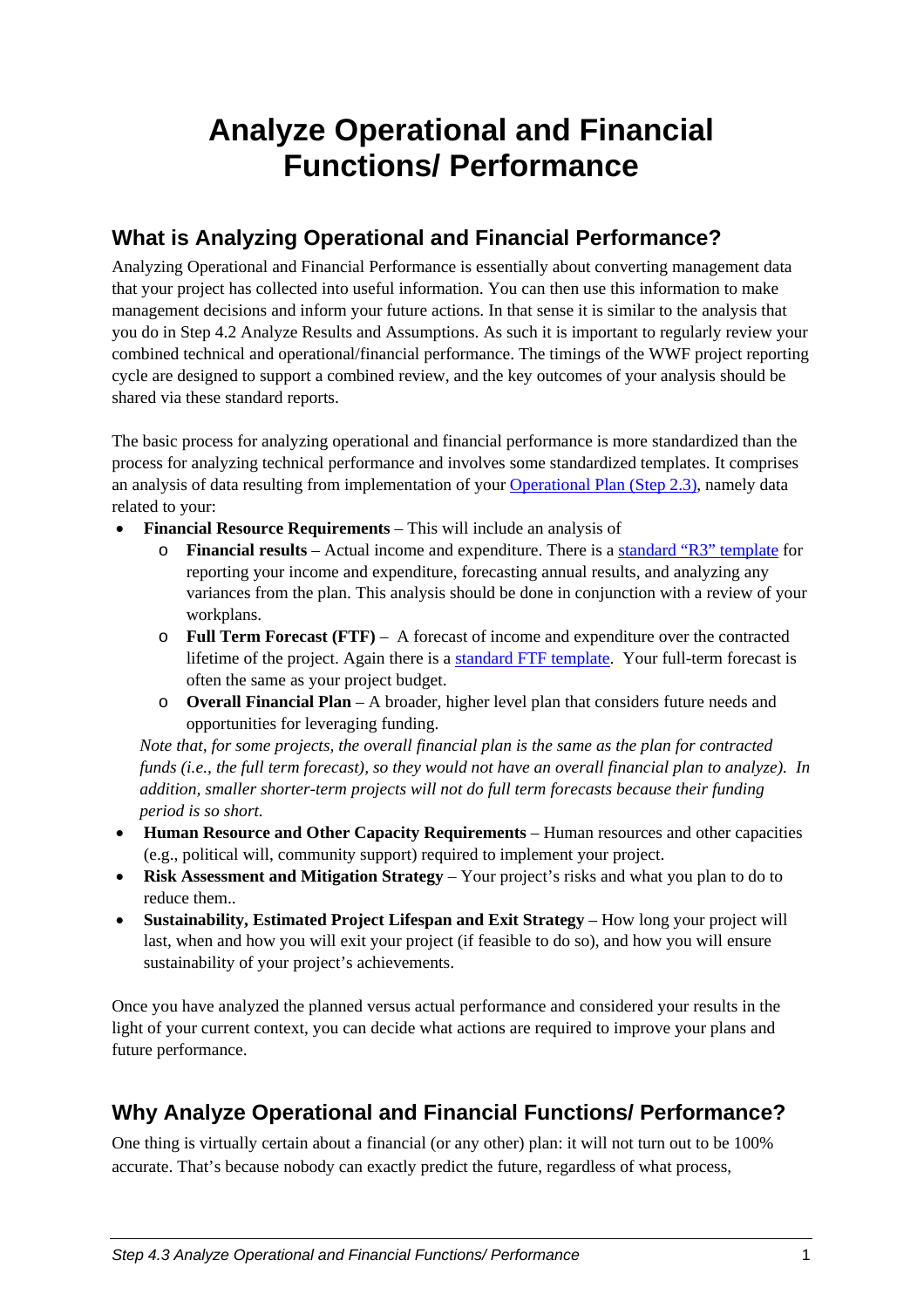# Analyze Operational and Financial Functions/ Performance

## What is Analyzing Operational and Financial Performance?

Analyzing Operational and Financial Performance is essentially about converting management data that your project has collected into useful information. You can then use this information to make management decisions and inform your future actions. In that sense it is similar to the analysis that you do in Step 4.2 Analyze Results and Assumptions. As such it is important to regularly review your combined technical and operational/financial performance. The timings of the WWF project reporting cycle are designed to support a combined review, and the key outcomes of your analysis should be shared via these standard reports.

The basic process for analyzing operational and financial performance is more standardized than the process for analyzing technical performance and involves some standardized templates. It comprises an analysis of data resulting from implementation of your Operational Plan (Step 2.3), namely data related to your:

- **Financial Resource Requirements** – This will include an analysis of
  - **Financial results** – Actual income and expenditure. There is a standard "R3" template for reporting your income and expenditure, forecasting annual results, and analyzing any variances from the plan. This analysis should be done in conjunction with a review of your workplans.
  - **Full Term Forecast (FTF)** – A forecast of income and expenditure over the contracted lifetime of the project. Again there is a standard FTF template. Your full-term forecast is often the same as your project budget.
  - **Overall Financial Plan** – A broader, higher level plan that considers future needs and opportunities for leveraging funding.

  *Note that, for some projects, the overall financial plan is the same as the plan for contracted funds (i.e., the full term forecast), so they would not have an overall financial plan to analyze). In addition, smaller shorter-term projects will not do full term forecasts because their funding period is so short.*
- **Human Resource and Other Capacity Requirements** – Human resources and other capacities (e.g., political will, community support) required to implement your project.
- **Risk Assessment and Mitigation Strategy** – Your project's risks and what you plan to do to reduce them..
- **Sustainability, Estimated Project Lifespan and Exit Strategy** – How long your project will last, when and how you will exit your project (if feasible to do so), and how you will ensure sustainability of your project's achievements.

Once you have analyzed the planned versus actual performance and considered your results in the light of your current context, you can decide what actions are required to improve your plans and future performance.

## Why Analyze Operational and Financial Functions/ Performance?

One thing is virtually certain about a financial (or any other) plan: it will not turn out to be 100% accurate. That's because nobody can exactly predict the future, regardless of what process,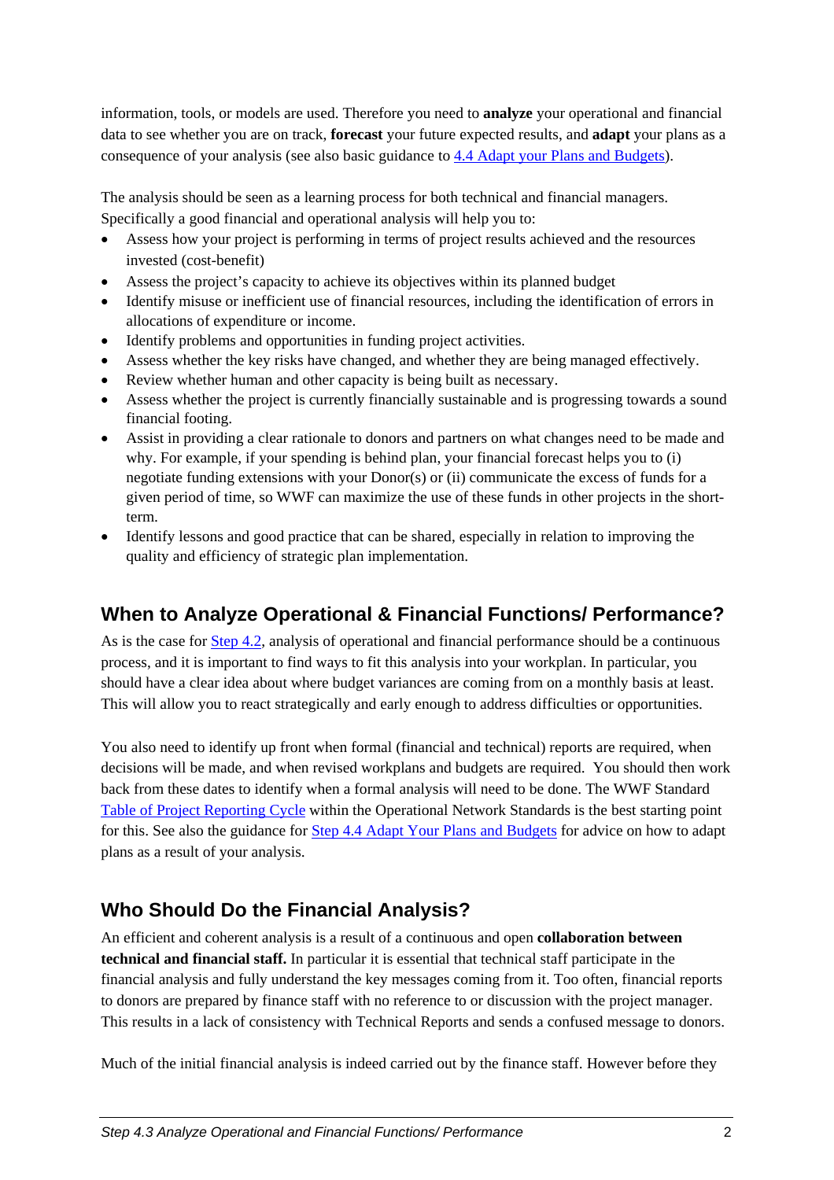information, tools, or models are used. Therefore you need to **analyze** your operational and financial data to see whether you are on track, **forecast** your future expected results, and **adapt** your plans as a consequence of your analysis (see also basic guidance to [4.4 Adapt your Plans and Budgets](#)).

The analysis should be seen as a learning process for both technical and financial managers. Specifically a good financial and operational analysis will help you to:

- Assess how your project is performing in terms of project results achieved and the resources invested (cost-benefit)
- Assess the project's capacity to achieve its objectives within its planned budget
- Identify misuse or inefficient use of financial resources, including the identification of errors in allocations of expenditure or income.
- Identify problems and opportunities in funding project activities.
- Assess whether the key risks have changed, and whether they are being managed effectively.
- Review whether human and other capacity is being built as necessary.
- Assess whether the project is currently financially sustainable and is progressing towards a sound financial footing.
- Assist in providing a clear rationale to donors and partners on what changes need to be made and why. For example, if your spending is behind plan, your financial forecast helps you to (i) negotiate funding extensions with your Donor(s) or (ii) communicate the excess of funds for a given period of time, so WWF can maximize the use of these funds in other projects in the short-term.
- Identify lessons and good practice that can be shared, especially in relation to improving the quality and efficiency of strategic plan implementation.

## When to Analyze Operational & Financial Functions/ Performance?

As is the case for [Step 4.2](#), analysis of operational and financial performance should be a continuous process, and it is important to find ways to fit this analysis into your workplan. In particular, you should have a clear idea about where budget variances are coming from on a monthly basis at least. This will allow you to react strategically and early enough to address difficulties or opportunities.

You also need to identify up front when formal (financial and technical) reports are required, when decisions will be made, and when revised workplans and budgets are required. You should then work back from these dates to identify when a formal analysis will need to be done. The WWF Standard [Table of Project Reporting Cycle](#) within the Operational Network Standards is the best starting point for this. See also the guidance for [Step 4.4 Adapt Your Plans and Budgets](#) for advice on how to adapt plans as a result of your analysis.

## Who Should Do the Financial Analysis?

An efficient and coherent analysis is a result of a continuous and open **collaboration between technical and financial staff.** In particular it is essential that technical staff participate in the financial analysis and fully understand the key messages coming from it. Too often, financial reports to donors are prepared by finance staff with no reference to or discussion with the project manager. This results in a lack of consistency with Technical Reports and sends a confused message to donors.

Much of the initial financial analysis is indeed carried out by the finance staff. However before they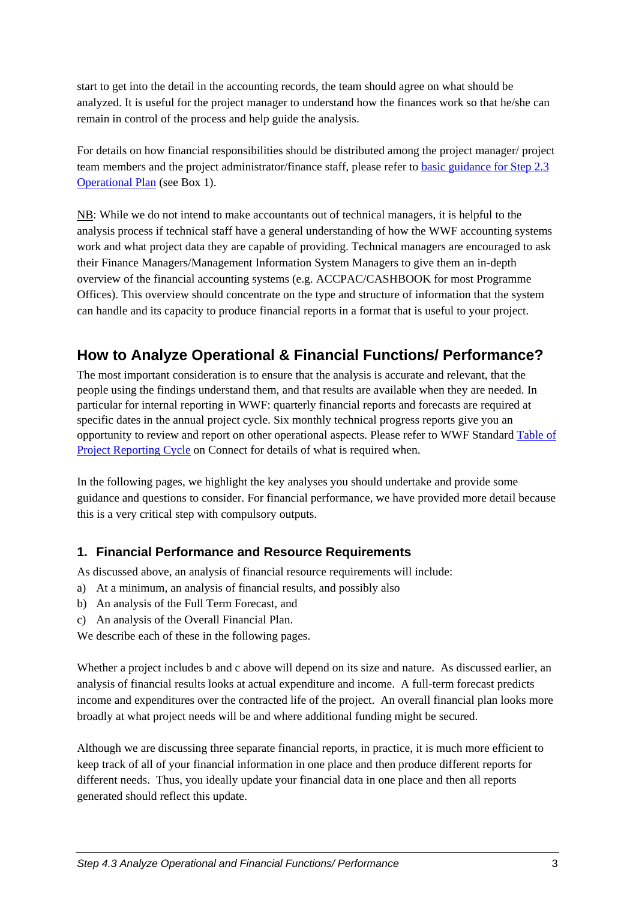start to get into the detail in the accounting records, the team should agree on what should be analyzed. It is useful for the project manager to understand how the finances work so that he/she can remain in control of the process and help guide the analysis.

For details on how financial responsibilities should be distributed among the project manager/ project team members and the project administrator/finance staff, please refer to basic guidance for Step 2.3 Operational Plan (see Box 1).

NB: While we do not intend to make accountants out of technical managers, it is helpful to the analysis process if technical staff have a general understanding of how the WWF accounting systems work and what project data they are capable of providing. Technical managers are encouraged to ask their Finance Managers/Management Information System Managers to give them an in-depth overview of the financial accounting systems (e.g. ACCPAC/CASHBOOK for most Programme Offices). This overview should concentrate on the type and structure of information that the system can handle and its capacity to produce financial reports in a format that is useful to your project.

## How to Analyze Operational & Financial Functions/ Performance?

The most important consideration is to ensure that the analysis is accurate and relevant, that the people using the findings understand them, and that results are available when they are needed. In particular for internal reporting in WWF: quarterly financial reports and forecasts are required at specific dates in the annual project cycle. Six monthly technical progress reports give you an opportunity to review and report on other operational aspects. Please refer to WWF Standard Table of Project Reporting Cycle on Connect for details of what is required when.

In the following pages, we highlight the key analyses you should undertake and provide some guidance and questions to consider. For financial performance, we have provided more detail because this is a very critical step with compulsory outputs.

### 1. Financial Performance and Resource Requirements

As discussed above, an analysis of financial resource requirements will include:

a) At a minimum, an analysis of financial results, and possibly also
b) An analysis of the Full Term Forecast, and
c) An analysis of the Overall Financial Plan.

We describe each of these in the following pages.

Whether a project includes b and c above will depend on its size and nature. As discussed earlier, an analysis of financial results looks at actual expenditure and income. A full-term forecast predicts income and expenditures over the contracted life of the project. An overall financial plan looks more broadly at what project needs will be and where additional funding might be secured.

Although we are discussing three separate financial reports, in practice, it is much more efficient to keep track of all of your financial information in one place and then produce different reports for different needs. Thus, you ideally update your financial data in one place and then all reports generated should reflect this update.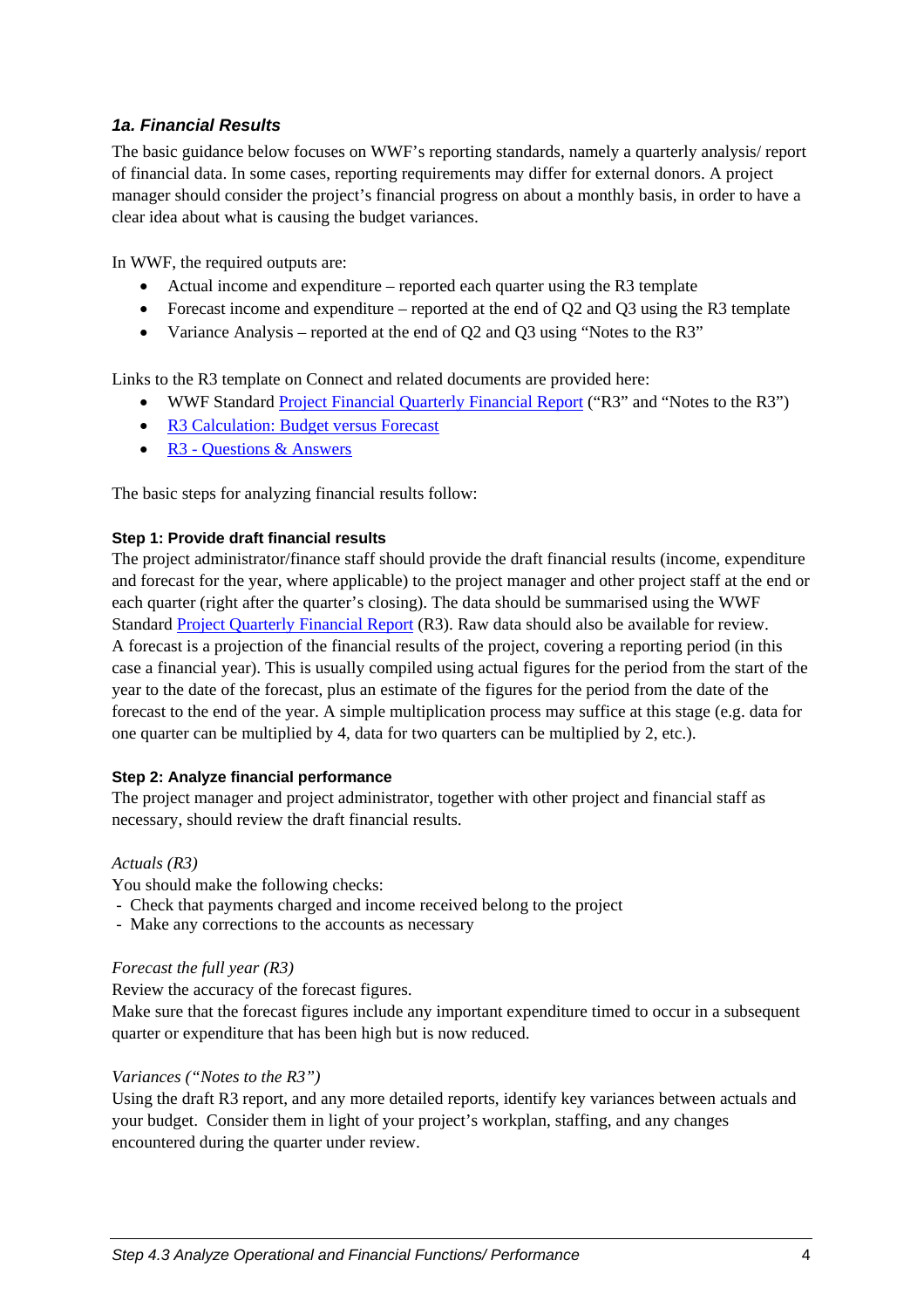### *1a. Financial Results*

The basic guidance below focuses on WWF's reporting standards, namely a quarterly analysis/ report of financial data. In some cases, reporting requirements may differ for external donors. A project manager should consider the project's financial progress on about a monthly basis, in order to have a clear idea about what is causing the budget variances.

In WWF, the required outputs are:

- Actual income and expenditure – reported each quarter using the R3 template
- Forecast income and expenditure – reported at the end of Q2 and Q3 using the R3 template
- Variance Analysis – reported at the end of Q2 and Q3 using "Notes to the R3"

Links to the R3 template on Connect and related documents are provided here:

- WWF Standard Project Financial Quarterly Financial Report ("R3" and "Notes to the R3")
- R3 Calculation: Budget versus Forecast
- R3 - Questions & Answers

The basic steps for analyzing financial results follow:

**Step 1: Provide draft financial results**

The project administrator/finance staff should provide the draft financial results (income, expenditure and forecast for the year, where applicable) to the project manager and other project staff at the end or each quarter (right after the quarter's closing). The data should be summarised using the WWF Standard Project Quarterly Financial Report (R3). Raw data should also be available for review. A forecast is a projection of the financial results of the project, covering a reporting period (in this case a financial year). This is usually compiled using actual figures for the period from the start of the year to the date of the forecast, plus an estimate of the figures for the period from the date of the forecast to the end of the year. A simple multiplication process may suffice at this stage (e.g. data for one quarter can be multiplied by 4, data for two quarters can be multiplied by 2, etc.).

**Step 2: Analyze financial performance**

The project manager and project administrator, together with other project and financial staff as necessary, should review the draft financial results.

*Actuals (R3)*

You should make the following checks:

- Check that payments charged and income received belong to the project
- Make any corrections to the accounts as necessary

*Forecast the full year (R3)*

Review the accuracy of the forecast figures.

Make sure that the forecast figures include any important expenditure timed to occur in a subsequent quarter or expenditure that has been high but is now reduced.

*Variances ("Notes to the R3")*

Using the draft R3 report, and any more detailed reports, identify key variances between actuals and your budget. Consider them in light of your project's workplan, staffing, and any changes encountered during the quarter under review.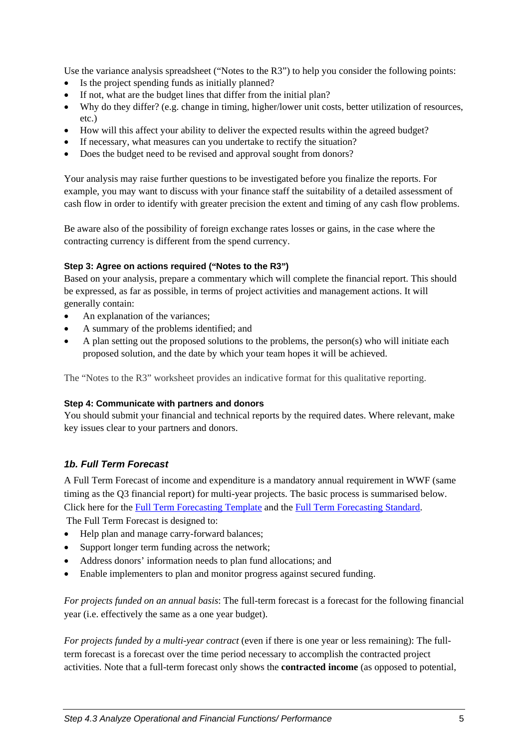Use the variance analysis spreadsheet ("Notes to the R3") to help you consider the following points:

- Is the project spending funds as initially planned?
- If not, what are the budget lines that differ from the initial plan?
- Why do they differ? (e.g. change in timing, higher/lower unit costs, better utilization of resources, etc.)
- How will this affect your ability to deliver the expected results within the agreed budget?
- If necessary, what measures can you undertake to rectify the situation?
- Does the budget need to be revised and approval sought from donors?

Your analysis may raise further questions to be investigated before you finalize the reports. For example, you may want to discuss with your finance staff the suitability of a detailed assessment of cash flow in order to identify with greater precision the extent and timing of any cash flow problems.

Be aware also of the possibility of foreign exchange rates losses or gains, in the case where the contracting currency is different from the spend currency.

#### Step 3: Agree on actions required ("Notes to the R3")

Based on your analysis, prepare a commentary which will complete the financial report. This should be expressed, as far as possible, in terms of project activities and management actions. It will generally contain:

- An explanation of the variances;
- A summary of the problems identified; and
- A plan setting out the proposed solutions to the problems, the person(s) who will initiate each proposed solution, and the date by which your team hopes it will be achieved.

The "Notes to the R3" worksheet provides an indicative format for this qualitative reporting.

#### Step 4: Communicate with partners and donors

You should submit your financial and technical reports by the required dates. Where relevant, make key issues clear to your partners and donors.

### *1b. Full Term Forecast*

A Full Term Forecast of income and expenditure is a mandatory annual requirement in WWF (same timing as the Q3 financial report) for multi-year projects. The basic process is summarised below. Click here for the [Full Term Forecasting Template] and the [Full Term Forecasting Standard].

The Full Term Forecast is designed to:

- Help plan and manage carry-forward balances;
- Support longer term funding across the network;
- Address donors' information needs to plan fund allocations; and
- Enable implementers to plan and monitor progress against secured funding.

*For projects funded on an annual basis*: The full-term forecast is a forecast for the following financial year (i.e. effectively the same as a one year budget).

*For projects funded by a multi-year contract* (even if there is one year or less remaining): The full-term forecast is a forecast over the time period necessary to accomplish the contracted project activities. Note that a full-term forecast only shows the **contracted income** (as opposed to potential,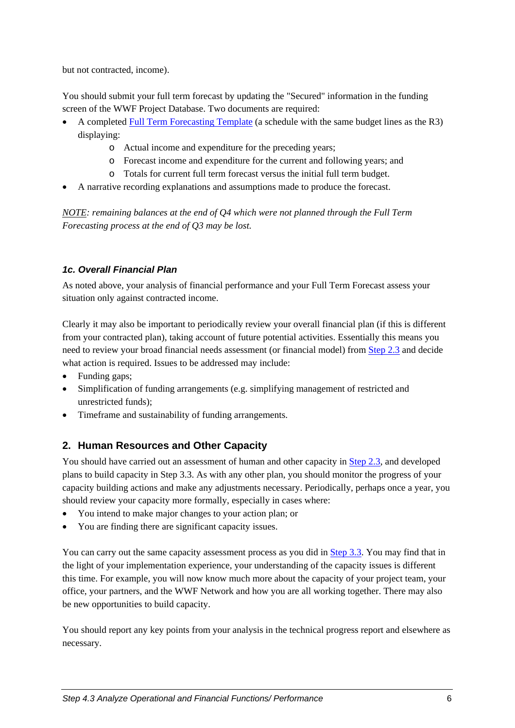but not contracted, income).

You should submit your full term forecast by updating the "Secured" information in the funding screen of the WWF Project Database. Two documents are required:

- A completed [Full Term Forecasting Template]() (a schedule with the same budget lines as the R3) displaying:
  - Actual income and expenditure for the preceding years;
  - Forecast income and expenditure for the current and following years; and
  - Totals for current full term forecast versus the initial full term budget.
- A narrative recording explanations and assumptions made to produce the forecast.

*NOTE: remaining balances at the end of Q4 which were not planned through the Full Term Forecasting process at the end of Q3 may be lost.*

### *1c. Overall Financial Plan*

As noted above, your analysis of financial performance and your Full Term Forecast assess your situation only against contracted income.

Clearly it may also be important to periodically review your overall financial plan (if this is different from your contracted plan), taking account of future potential activities. Essentially this means you need to review your broad financial needs assessment (or financial model) from [Step 2.3]() and decide what action is required. Issues to be addressed may include:

- Funding gaps;
- Simplification of funding arrangements (e.g. simplifying management of restricted and unrestricted funds);
- Timeframe and sustainability of funding arrangements.

## 2. Human Resources and Other Capacity

You should have carried out an assessment of human and other capacity in [Step 2.3](), and developed plans to build capacity in Step 3.3. As with any other plan, you should monitor the progress of your capacity building actions and make any adjustments necessary. Periodically, perhaps once a year, you should review your capacity more formally, especially in cases where:

- You intend to make major changes to your action plan; or
- You are finding there are significant capacity issues.

You can carry out the same capacity assessment process as you did in [Step 3.3](). You may find that in the light of your implementation experience, your understanding of the capacity issues is different this time. For example, you will now know much more about the capacity of your project team, your office, your partners, and the WWF Network and how you are all working together. There may also be new opportunities to build capacity.

You should report any key points from your analysis in the technical progress report and elsewhere as necessary.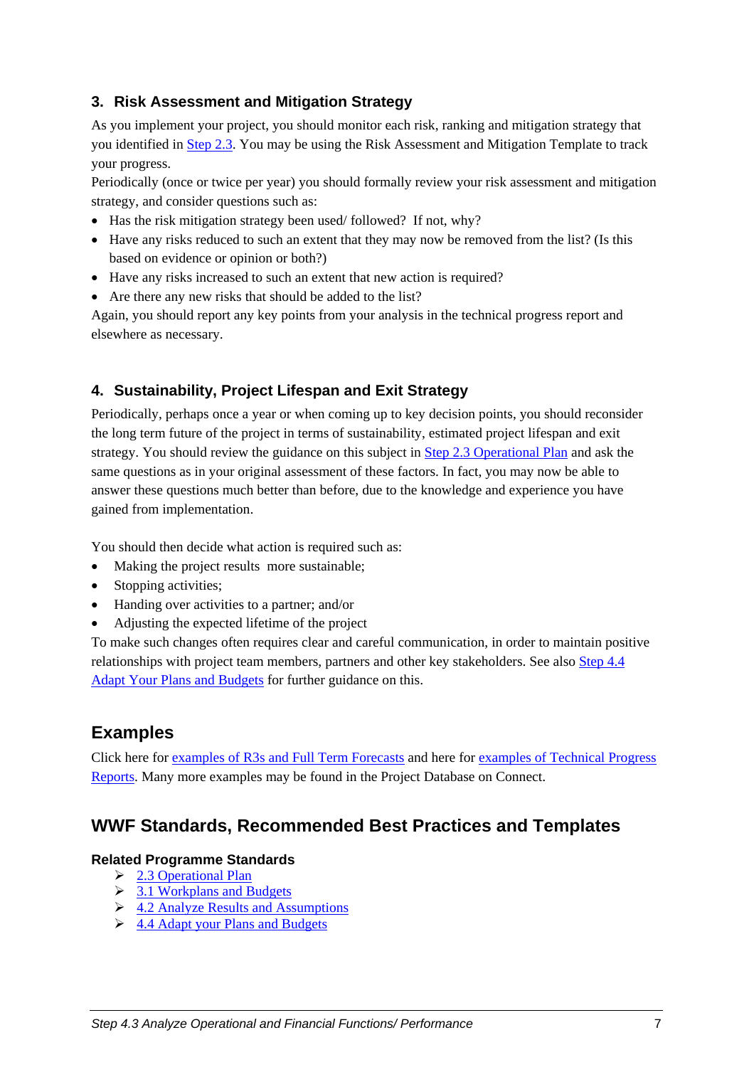### 3. Risk Assessment and Mitigation Strategy

As you implement your project, you should monitor each risk, ranking and mitigation strategy that you identified in Step 2.3. You may be using the Risk Assessment and Mitigation Template to track your progress.

Periodically (once or twice per year) you should formally review your risk assessment and mitigation strategy, and consider questions such as:

- Has the risk mitigation strategy been used/ followed? If not, why?
- Have any risks reduced to such an extent that they may now be removed from the list? (Is this based on evidence or opinion or both?)
- Have any risks increased to such an extent that new action is required?
- Are there any new risks that should be added to the list?

Again, you should report any key points from your analysis in the technical progress report and elsewhere as necessary.

### 4. Sustainability, Project Lifespan and Exit Strategy

Periodically, perhaps once a year or when coming up to key decision points, you should reconsider the long term future of the project in terms of sustainability, estimated project lifespan and exit strategy. You should review the guidance on this subject in Step 2.3 Operational Plan and ask the same questions as in your original assessment of these factors. In fact, you may now be able to answer these questions much better than before, due to the knowledge and experience you have gained from implementation.

You should then decide what action is required such as:

- Making the project results more sustainable;
- Stopping activities;
- Handing over activities to a partner; and/or
- Adjusting the expected lifetime of the project

To make such changes often requires clear and careful communication, in order to maintain positive relationships with project team members, partners and other key stakeholders. See also Step 4.4 Adapt Your Plans and Budgets for further guidance on this.

## Examples

Click here for examples of R3s and Full Term Forecasts and here for examples of Technical Progress Reports. Many more examples may be found in the Project Database on Connect.

## WWF Standards, Recommended Best Practices and Templates

**Related Programme Standards**

- 2.3 Operational Plan
- 3.1 Workplans and Budgets
- 4.2 Analyze Results and Assumptions
- 4.4 Adapt your Plans and Budgets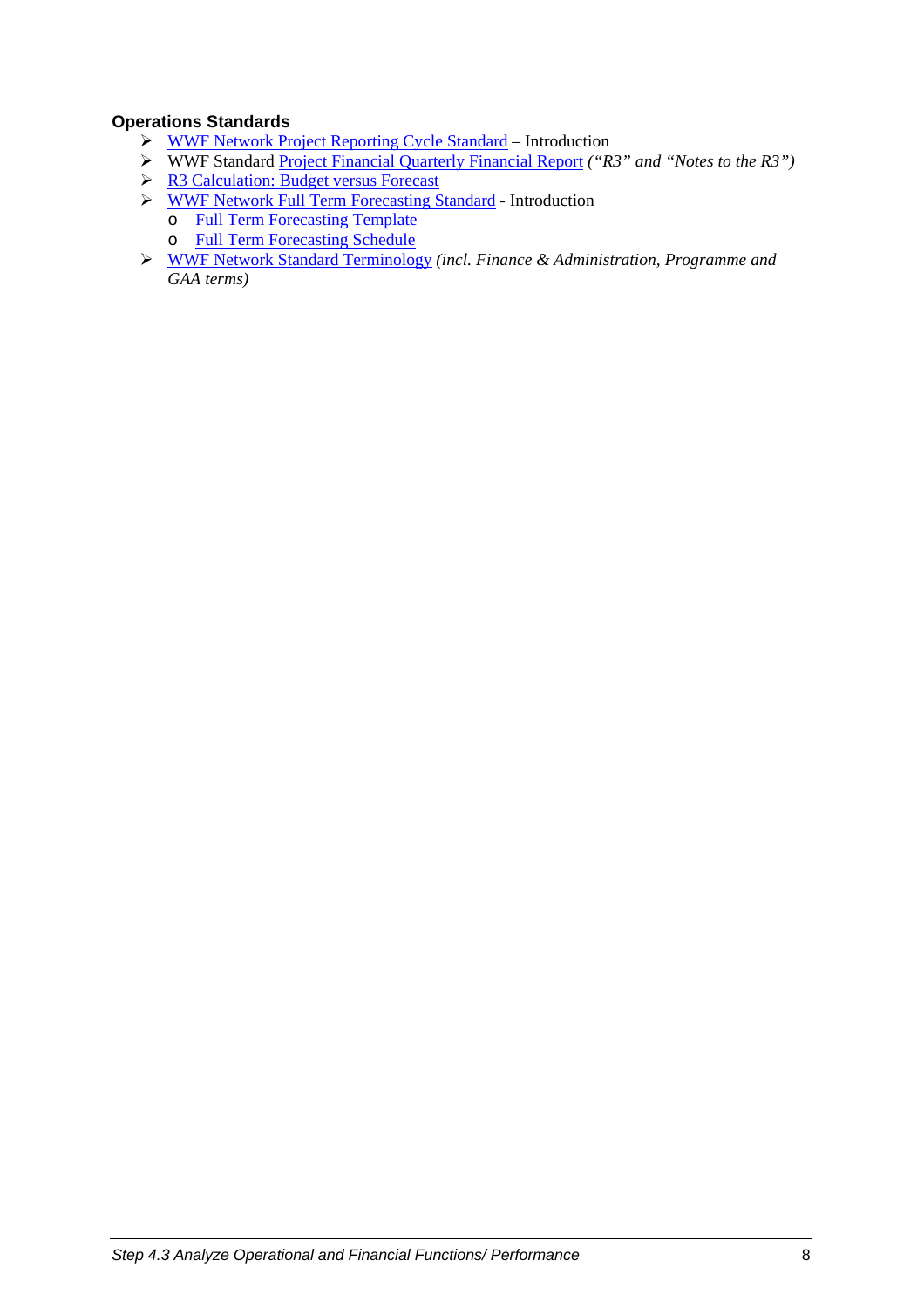### Operations Standards

- WWF Network Project Reporting Cycle Standard – Introduction
- WWF Standard Project Financial Quarterly Financial Report *("R3" and "Notes to the R3")*
- R3 Calculation: Budget versus Forecast
- WWF Network Full Term Forecasting Standard - Introduction
  - Full Term Forecasting Template
  - Full Term Forecasting Schedule
- WWF Network Standard Terminology *(incl. Finance & Administration, Programme and GAA terms)*